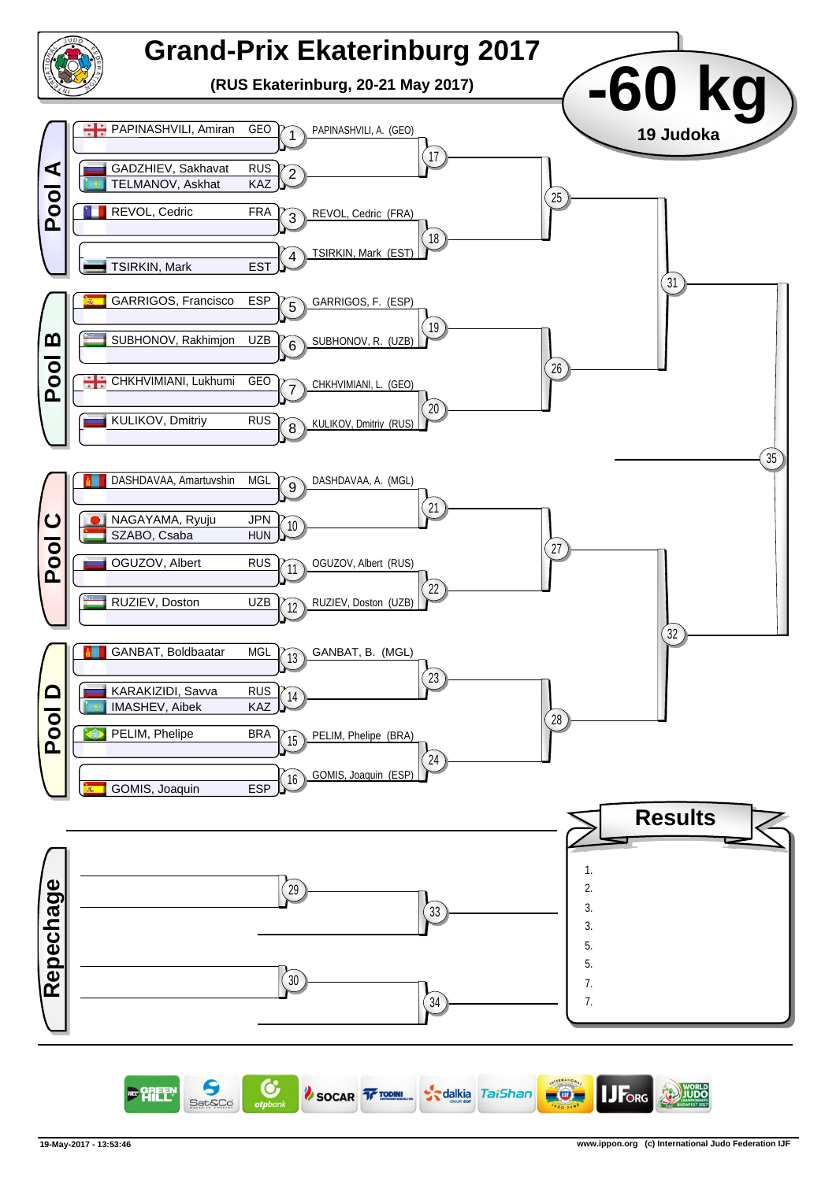# Grand-Prix Ekaterinburg 2017

**(RUS Ekaterinburg, 20-21 May 2017)**

# -60 kg

**19 Judoka**

## Pool A

| Athlete | Country | Match | Winner |
|---|---|---|---|
| PAPINASHVILI, Amiran | GEO | 1 | PAPINASHVILI, A. (GEO) |
| GADZHIEV, Sakhavat | RUS | 2 | |
| TELMANOV, Askhat | KAZ | 2 | |
| REVOL, Cedric | FRA | 3 | REVOL, Cedric (FRA) |
| TSIRKIN, Mark | EST | 4 | TSIRKIN, Mark (EST) |

## Pool B

| Athlete | Country | Match | Winner |
|---|---|---|---|
| GARRIGOS, Francisco | ESP | 5 | GARRIGOS, F. (ESP) |
| SUBHONOV, Rakhimjon | UZB | 6 | SUBHONOV, R. (UZB) |
| CHKHVIMIANI, Lukhumi | GEO | 7 | CHKHVIMIANI, L. (GEO) |
| KULIKOV, Dmitriy | RUS | 8 | KULIKOV, Dmitriy (RUS) |

## Pool C

| Athlete | Country | Match | Winner |
|---|---|---|---|
| DASHDAVAA, Amartuvshin | MGL | 9 | DASHDAVAA, A. (MGL) |
| NAGAYAMA, Ryuju | JPN | 10 | |
| SZABO, Csaba | HUN | 10 | |
| OGUZOV, Albert | RUS | 11 | OGUZOV, Albert (RUS) |
| RUZIEV, Doston | UZB | 12 | RUZIEV, Doston (UZB) |

## Pool D

| Athlete | Country | Match | Winner |
|---|---|---|---|
| GANBAT, Boldbaatar | MGL | 13 | GANBAT, B. (MGL) |
| KARAKIZIDI, Savva | RUS | 14 | |
| IMASHEV, Aibek | KAZ | 14 | |
| PELIM, Phelipe | BRA | 15 | PELIM, Phelipe (BRA) |
| GOMIS, Joaquin | ESP | 16 | GOMIS, Joaquin (ESP) |

Further matches: 17, 18, 19, 20, 21, 22, 23, 24, 25, 26, 27, 28, 31, 32, 35

## Repechage

Matches: 29, 30, 33, 34

## Results

1.
2.
3.
3.
5.
5.
7.
7.

19-May-2017 - 13:53:46

www.ippon.org (c) International Judo Federation IJF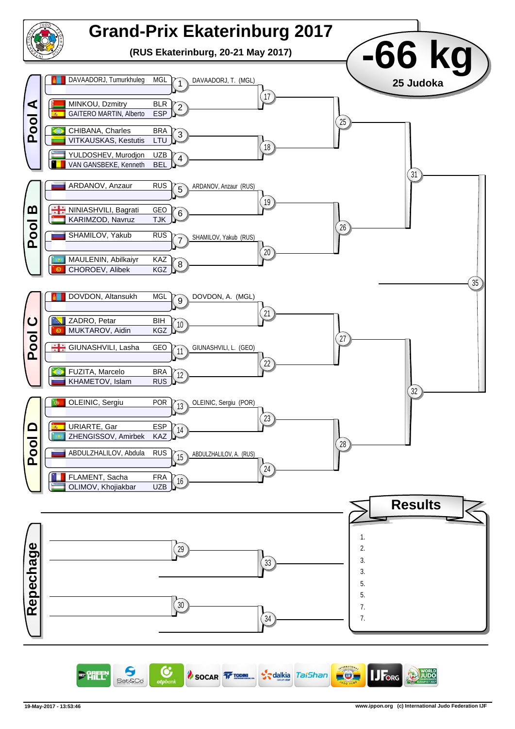# Grand-Prix Ekaterinburg 2017

**(RUS Ekaterinburg, 20-21 May 2017)**

# -66 kg

**25 Judoka**

## Pool A

| Match | Competitor | Country | Winner |
|---|---|---|---|
| 1 | DAVAADORJ, Tumurkhuleg | MGL | DAVAADORJ, T. (MGL) |
| 2 | MINKOU, Dzmitry | BLR | |
| | GAITERO MARTIN, Alberto | ESP | |
| 3 | CHIBANA, Charles | BRA | |
| | VITKAUSKAS, Kestutis | LTU | |
| 4 | YULDOSHEV, Murodjon | UZB | |
| | VAN GANSBEKE, Kenneth | BEL | |

## Pool B

| Match | Competitor | Country | Winner |
|---|---|---|---|
| 5 | ARDANOV, Anzaur | RUS | ARDANOV, Anzaur (RUS) |
| 6 | NINIASHVILI, Bagrati | GEO | |
| | KARIMZOD, Navruz | TJK | |
| 7 | SHAMILOV, Yakub | RUS | SHAMILOV, Yakub (RUS) |
| 8 | MAULENIN, Abilkaiyr | KAZ | |
| | CHOROEV, Alibek | KGZ | |

## Pool C

| Match | Competitor | Country | Winner |
|---|---|---|---|
| 9 | DOVDON, Altansukh | MGL | DOVDON, A. (MGL) |
| 10 | ZADRO, Petar | BIH | |
| | MUKTAROV, Aidin | KGZ | |
| 11 | GIUNASHVILI, Lasha | GEO | GIUNASHVILI, L. (GEO) |
| 12 | FUZITA, Marcelo | BRA | |
| | KHAMETOV, Islam | RUS | |

## Pool D

| Match | Competitor | Country | Winner |
|---|---|---|---|
| 13 | OLEINIC, Sergiu | POR | OLEINIC, Sergiu (POR) |
| 14 | URIARTE, Gar | ESP | |
| | ZHENGISSOV, Amirbek | KAZ | |
| 15 | ABDULZHALILOV, Abdula | RUS | ABDULZHALILOV, A. (RUS) |
| 16 | FLAMENT, Sacha | FRA | |
| | OLIMOV, Khojiakbar | UZB | |

Further rounds: 17, 18, 19, 20, 21, 22, 23, 24, 25, 26, 27, 28, 31, 32, 35

## Repechage

29, 30, 33, 34

## Results

1.
2.
3.
3.
5.
5.
7.
7.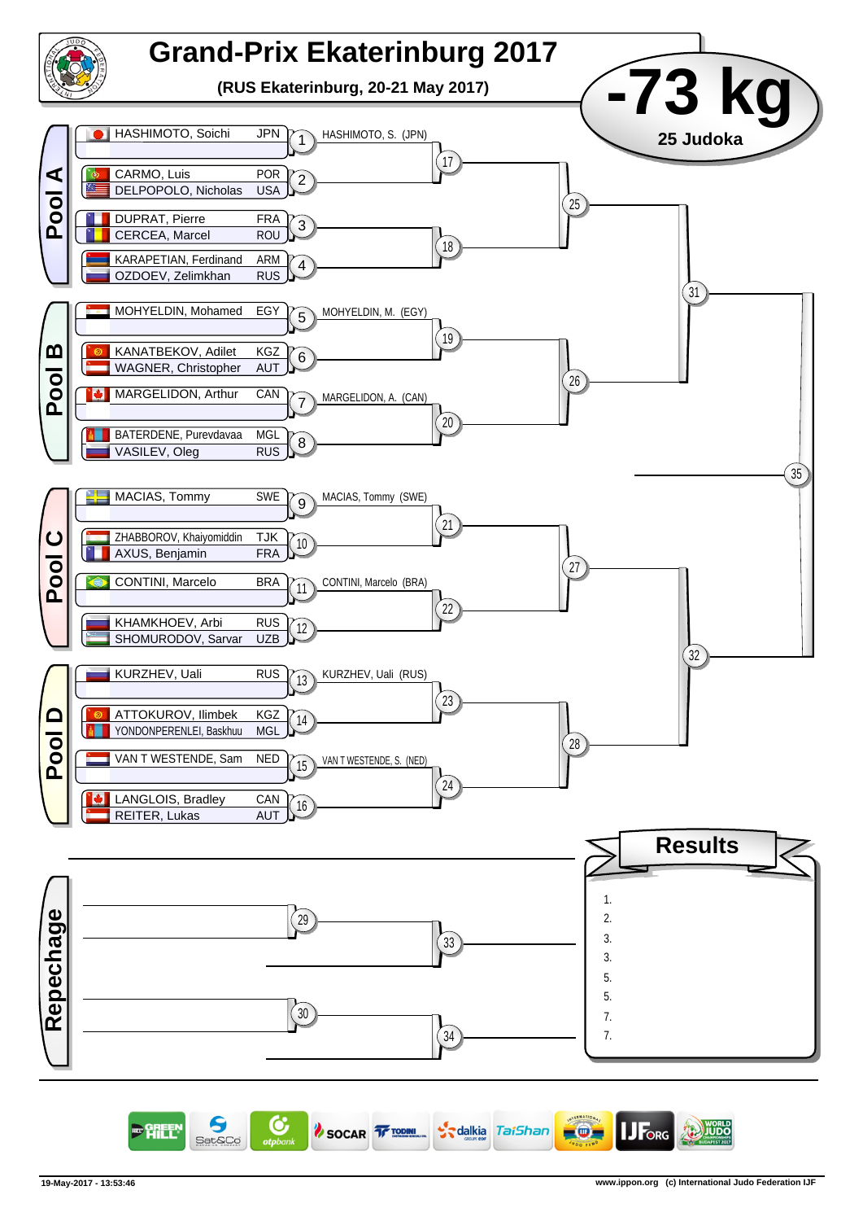# Grand-Prix Ekaterinburg 2017

**(RUS Ekaterinburg, 20-21 May 2017)**

# -73 kg

**25 Judoka**

## Pool A

| Match | Competitor 1 | Competitor 2 | Winner |
|---|---|---|---|
| 1 | HASHIMOTO, Soichi (JPN) | | HASHIMOTO, S. (JPN) |
| 2 | CARMO, Luis (POR) | DELPOPOLO, Nicholas (USA) | |
| 3 | DUPRAT, Pierre (FRA) | CERCEA, Marcel (ROU) | |
| 4 | KARAPETIAN, Ferdinand (ARM) | OZDOEV, Zelimkhan (RUS) | |

## Pool B

| Match | Competitor 1 | Competitor 2 | Winner |
|---|---|---|---|
| 5 | MOHYELDIN, Mohamed (EGY) | | MOHYELDIN, M. (EGY) |
| 6 | KANATBEKOV, Adilet (KGZ) | WAGNER, Christopher (AUT) | |
| 7 | MARGELIDON, Arthur (CAN) | | MARGELIDON, A. (CAN) |
| 8 | BATERDENE, Purevdavaa (MGL) | VASILEV, Oleg (RUS) | |

## Pool C

| Match | Competitor 1 | Competitor 2 | Winner |
|---|---|---|---|
| 9 | MACIAS, Tommy (SWE) | | MACIAS, Tommy (SWE) |
| 10 | ZHABBOROV, Khaiyomiddin (TJK) | AXUS, Benjamin (FRA) | |
| 11 | CONTINI, Marcelo (BRA) | | CONTINI, Marcelo (BRA) |
| 12 | KHAMKHOEV, Arbi (RUS) | SHOMURODOV, Sarvar (UZB) | |

## Pool D

| Match | Competitor 1 | Competitor 2 | Winner |
|---|---|---|---|
| 13 | KURZHEV, Uali (RUS) | | KURZHEV, Uali (RUS) |
| 14 | ATTOKUROV, Ilimbek (KGZ) | YONDONPERENLEI, Baskhuu (MGL) | |
| 15 | VAN T WESTENDE, Sam (NED) | | VAN T WESTENDE, S. (NED) |
| 16 | LANGLOIS, Bradley (CAN) | REITER, Lukas (AUT) | |

Matches: 17, 18, 19, 20, 21, 22, 23, 24, 25, 26, 27, 28, 31, 32, 35

## Repechage

Matches: 29, 30, 33, 34

## Results

1.
2.
3.
3.
5.
5.
7.
7.

19-May-2017 - 13:53:46

www.ippon.org (c) International Judo Federation IJF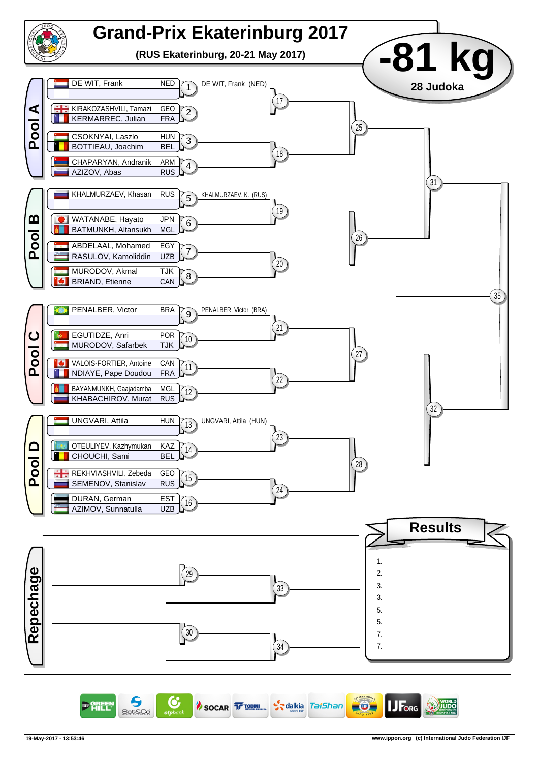# Grand-Prix Ekaterinburg 2017

**(RUS Ekaterinburg, 20-21 May 2017)**

# -81 kg

**28 Judoka**

## Pool A

| Match | Competitor 1 | Country | Competitor 2 | Country | Winner |
|---|---|---|---|---|---|
| 1 | DE WIT, Frank | NED | | | DE WIT, Frank (NED) |
| 2 | KIRAKOZASHVILI, Tamazi | GEO | KERMARREC, Julian | FRA | |
| 3 | CSOKNYAI, Laszlo | HUN | BOTTIEAU, Joachim | BEL | |
| 4 | CHAPARYAN, Andranik | ARM | AZIZOV, Abas | RUS | |

## Pool B

| Match | Competitor 1 | Country | Competitor 2 | Country | Winner |
|---|---|---|---|---|---|
| 5 | KHALMURZAEV, Khasan | RUS | | | KHALMURZAEV, K. (RUS) |
| 6 | WATANABE, Hayato | JPN | BATMUNKH, Altansukh | MGL | |
| 7 | ABDELAAL, Mohamed | EGY | RASULOV, Kamoliddin | UZB | |
| 8 | MURODOV, Akmal | TJK | BRIAND, Etienne | CAN | |

## Pool C

| Match | Competitor 1 | Country | Competitor 2 | Country | Winner |
|---|---|---|---|---|---|
| 9 | PENALBER, Victor | BRA | | | PENALBER, Victor (BRA) |
| 10 | EGUTIDZE, Anri | POR | MURODOV, Safarbek | TJK | |
| 11 | VALOIS-FORTIER, Antoine | CAN | NDIAYE, Pape Doudou | FRA | |
| 12 | BAYANMUNKH, Gaajadamba | MGL | KHABACHIROV, Murat | RUS | |

## Pool D

| Match | Competitor 1 | Country | Competitor 2 | Country | Winner |
|---|---|---|---|---|---|
| 13 | UNGVARI, Attila | HUN | | | UNGVARI, Attila (HUN) |
| 14 | OTEULIYEV, Kazhymukan | KAZ | CHOUCHI, Sami | BEL | |
| 15 | REKHVIASHVILI, Zebeda | GEO | SEMENOV, Stanislav | RUS | |
| 16 | DURAN, German | EST | AZIMOV, Sunnatulla | UZB | |

Matches 17–24 (second round), 25–28 (pool finals), 31–32 (semi-finals), 35 (final).

## Repechage

Matches 29, 30, 33, 34.

## Results

1.
2.
3.
3.
5.
5.
7.
7.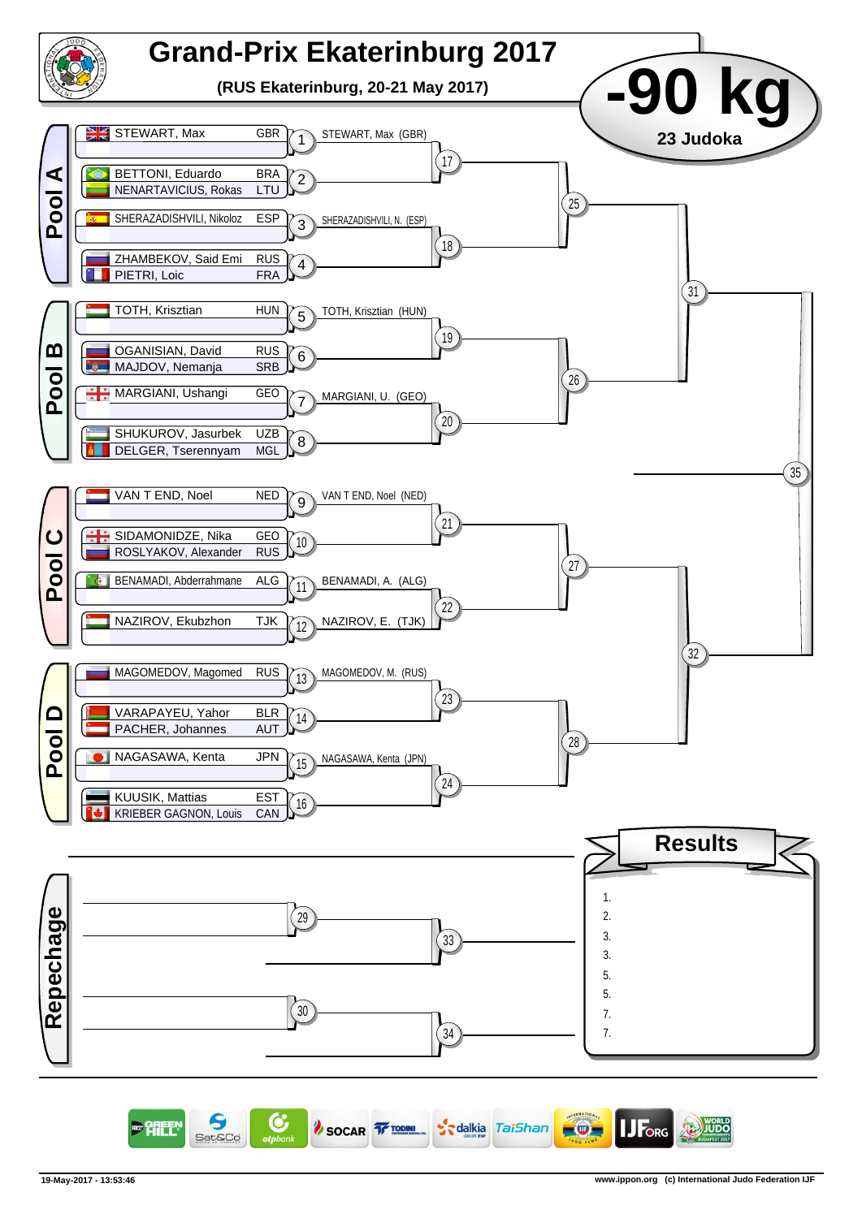# Grand-Prix Ekaterinburg 2017

**(RUS Ekaterinburg, 20-21 May 2017)**

## -90 kg

**23 Judoka**

### Pool A

| Match | Competitor | Country | Winner |
|---|---|---|---|
| 1 | STEWART, Max | GBR | STEWART, Max (GBR) |
| 2 | BETTONI, Eduardo / NENARTAVICIUS, Rokas | BRA / LTU | |
| 3 | SHERAZADISHVILI, Nikoloz | ESP | SHERAZADISHVILI, N. (ESP) |
| 4 | ZHAMBEKOV, Said Emi / PIETRI, Loic | RUS / FRA | |

### Pool B

| Match | Competitor | Country | Winner |
|---|---|---|---|
| 5 | TOTH, Krisztian | HUN | TOTH, Krisztian (HUN) |
| 6 | OGANISIAN, David / MAJDOV, Nemanja | RUS / SRB | |
| 7 | MARGIANI, Ushangi | GEO | MARGIANI, U. (GEO) |
| 8 | SHUKUROV, Jasurbek / DELGER, Tserennyam | UZB / MGL | |

### Pool C

| Match | Competitor | Country | Winner |
|---|---|---|---|
| 9 | VAN T END, Noel | NED | VAN T END, Noel (NED) |
| 10 | SIDAMONIDZE, Nika / ROSLYAKOV, Alexander | GEO / RUS | |
| 11 | BENAMADI, Abderrahmane | ALG | BENAMADI, A. (ALG) |
| 12 | NAZIROV, Ekubzhon | TJK | NAZIROV, E. (TJK) |

### Pool D

| Match | Competitor | Country | Winner |
|---|---|---|---|
| 13 | MAGOMEDOV, Magomed | RUS | MAGOMEDOV, M. (RUS) |
| 14 | VARAPAYEU, Yahor / PACHER, Johannes | BLR / AUT | |
| 15 | NAGASAWA, Kenta | JPN | NAGASAWA, Kenta (JPN) |
| 16 | KUUSIK, Mattias / KRIEBER GAGNON, Louis | EST / CAN | |

Further rounds: 17, 18, 19, 20, 21, 22, 23, 24, 25, 26, 27, 28, 31, 32, 35

### Repechage

29, 30, 33, 34

### Results

1.
2.
3.
3.
5.
5.
7.
7.

19-May-2017 - 13:53:46

www.ippon.org (c) International Judo Federation IJF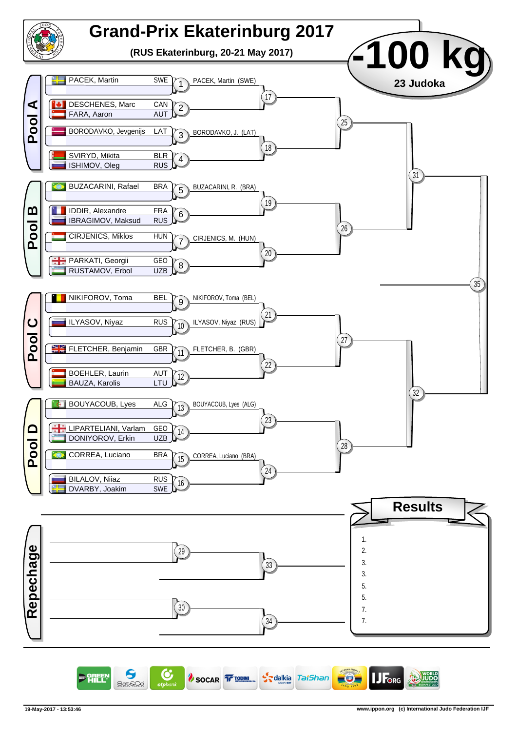# Grand-Prix Ekaterinburg 2017

**(RUS Ekaterinburg, 20-21 May 2017)**

## -100 kg

**23 Judoka**

### Pool A

| Athlete | Nation | Match | Result |
|---|---|---|---|
| PACEK, Martin | SWE | 1 | PACEK, Martin (SWE) |
| | | | |
| DESCHENES, Marc | CAN | 2 | |
| FARA, Aaron | AUT | | |
| BORODAVKO, Jevgenijs | LAT | 3 | BORODAVKO, J. (LAT) |
| | | | |
| SVIRYD, Mikita | BLR | 4 | |
| ISHIMOV, Oleg | RUS | | |

### Pool B

| Athlete | Nation | Match | Result |
|---|---|---|---|
| BUZACARINI, Rafael | BRA | 5 | BUZACARINI, R. (BRA) |
| | | | |
| IDDIR, Alexandre | FRA | 6 | |
| IBRAGIMOV, Maksud | RUS | | |
| CIRJENICS, Miklos | HUN | 7 | CIRJENICS, M. (HUN) |
| | | | |
| PARKATI, Georgii | GEO | 8 | |
| RUSTAMOV, Erbol | UZB | | |

### Pool C

| Athlete | Nation | Match | Result |
|---|---|---|---|
| NIKIFOROV, Toma | BEL | 9 | NIKIFOROV, Toma (BEL) |
| | | | |
| ILYASOV, Niyaz | RUS | 10 | ILYASOV, Niyaz (RUS) |
| | | | |
| FLETCHER, Benjamin | GBR | 11 | FLETCHER, B. (GBR) |
| | | | |
| BOEHLER, Laurin | AUT | 12 | |
| BAUZA, Karolis | LTU | | |

### Pool D

| Athlete | Nation | Match | Result |
|---|---|---|---|
| BOUYACOUB, Lyes | ALG | 13 | BOUYACOUB, Lyes (ALG) |
| | | | |
| LIPARTELIANI, Varlam | GEO | 14 | |
| DONIYOROV, Erkin | UZB | | |
| CORREA, Luciano | BRA | 15 | CORREA, Luciano (BRA) |
| | | | |
| BILALOV, Niiaz | RUS | 16 | |
| DVARBY, Joakim | SWE | | |

Further matches: 17, 18, 19, 20, 21, 22, 23, 24, 25, 26, 27, 28, 31, 32, 35

### Repechage

Matches: 29, 30, 33, 34

### Results

1.
2.
3.
3.
5.
5.
7.
7.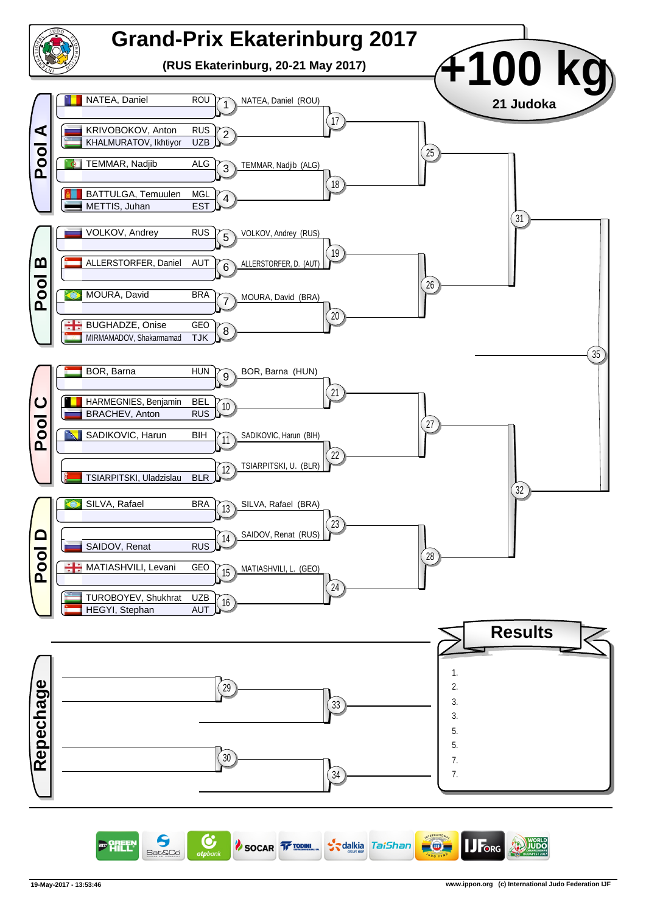# Grand-Prix Ekaterinburg 2017

**(RUS Ekaterinburg, 20-21 May 2017)**

## +100 kg

**21 Judoka**

### Pool A

| Match | Competitors | Winner |
|---|---|---|
| 1 | NATEA, Daniel (ROU) | NATEA, Daniel (ROU) |
| 2 | KRIVOBOKOV, Anton (RUS) vs KHALMURATOV, Ikhtiyor (UZB) | |
| 3 | TEMMAR, Nadjib (ALG) | TEMMAR, Nadjib (ALG) |
| 4 | BATTULGA, Temuulen (MGL) vs METTIS, Juhan (EST) | |
| 17 | | |
| 18 | | |
| 25 | | |

### Pool B

| Match | Competitors | Winner |
|---|---|---|
| 5 | VOLKOV, Andrey (RUS) | VOLKOV, Andrey (RUS) |
| 6 | ALLERSTORFER, Daniel (AUT) | ALLERSTORFER, D. (AUT) |
| 7 | MOURA, David (BRA) | MOURA, David (BRA) |
| 8 | BUGHADZE, Onise (GEO) vs MIRMAMADOV, Shakarmamad (TJK) | |
| 19 | | |
| 20 | | |
| 26 | | |

### Pool C

| Match | Competitors | Winner |
|---|---|---|
| 9 | BOR, Barna (HUN) | BOR, Barna (HUN) |
| 10 | HARMEGNIES, Benjamin (BEL) vs BRACHEV, Anton (RUS) | |
| 11 | SADIKOVIC, Harun (BIH) | SADIKOVIC, Harun (BIH) |
| 12 | TSIARPITSKI, Uladzislau (BLR) | TSIARPITSKI, U. (BLR) |
| 21 | | |
| 22 | | |
| 27 | | |

### Pool D

| Match | Competitors | Winner |
|---|---|---|
| 13 | SILVA, Rafael (BRA) | SILVA, Rafael (BRA) |
| 14 | SAIDOV, Renat (RUS) | SAIDOV, Renat (RUS) |
| 15 | MATIASHVILI, Levani (GEO) | MATIASHVILI, L. (GEO) |
| 16 | TUROBOYEV, Shukhrat (UZB) vs HEGYI, Stephan (AUT) | |
| 23 | | |
| 24 | | |
| 28 | | |

Semi-finals: 31, 32

Final: 35

### Repechage

29, 30, 33, 34

### Results

1.
2.
3.
3.
5.
5.
7.
7.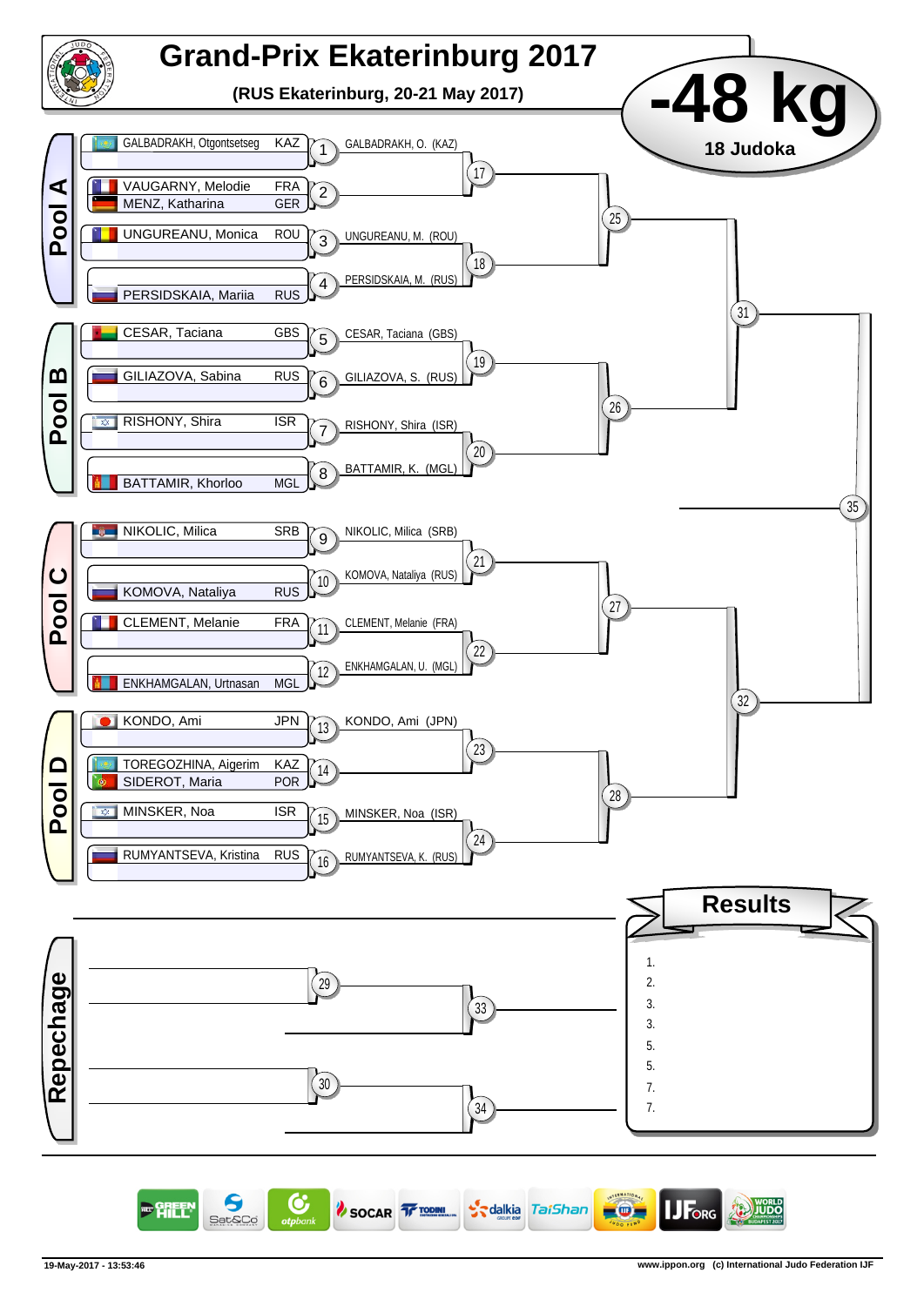# Grand-Prix Ekaterinburg 2017

**(RUS Ekaterinburg, 20-21 May 2017)**

## -48 kg

**18 Judoka**

### Pool A

| Athlete | Country | Match | Winner |
|---|---|---|---|
| GALBADRAKH, Otgontsetseg | KAZ | 1 | GALBADRAKH, O. (KAZ) |
| VAUGARNY, Melodie | FRA | 2 | |
| MENZ, Katharina | GER | | |
| UNGUREANU, Monica | ROU | 3 | UNGUREANU, M. (ROU) |
| PERSIDSKAIA, Mariia | RUS | 4 | PERSIDSKAIA, M. (RUS) |

### Pool B

| Athlete | Country | Match | Winner |
|---|---|---|---|
| CESAR, Taciana | GBS | 5 | CESAR, Taciana (GBS) |
| GILIAZOVA, Sabina | RUS | 6 | GILIAZOVA, S. (RUS) |
| RISHONY, Shira | ISR | 7 | RISHONY, Shira (ISR) |
| BATTAMIR, Khorloo | MGL | 8 | BATTAMIR, K. (MGL) |

### Pool C

| Athlete | Country | Match | Winner |
|---|---|---|---|
| NIKOLIC, Milica | SRB | 9 | NIKOLIC, Milica (SRB) |
| KOMOVA, Nataliya | RUS | 10 | KOMOVA, Nataliya (RUS) |
| CLEMENT, Melanie | FRA | 11 | CLEMENT, Melanie (FRA) |
| ENKHAMGALAN, Urtnasan | MGL | 12 | ENKHAMGALAN, U. (MGL) |

### Pool D

| Athlete | Country | Match | Winner |
|---|---|---|---|
| KONDO, Ami | JPN | 13 | KONDO, Ami (JPN) |
| TOREGOZHINA, Aigerim | KAZ | 14 | |
| SIDEROT, Maria | POR | | |
| MINSKER, Noa | ISR | 15 | MINSKER, Noa (ISR) |
| RUMYANTSEVA, Kristina | RUS | 16 | RUMYANTSEVA, K. (RUS) |

Matches: 17, 18, 19, 20, 21, 22, 23, 24, 25, 26, 27, 28, 31, 32, 35

### Repechage

Matches: 29, 30, 33, 34

### Results

1.
2.
3.
3.
5.
5.
7.
7.

19-May-2017 - 13:53:46

www.ippon.org (c) International Judo Federation IJF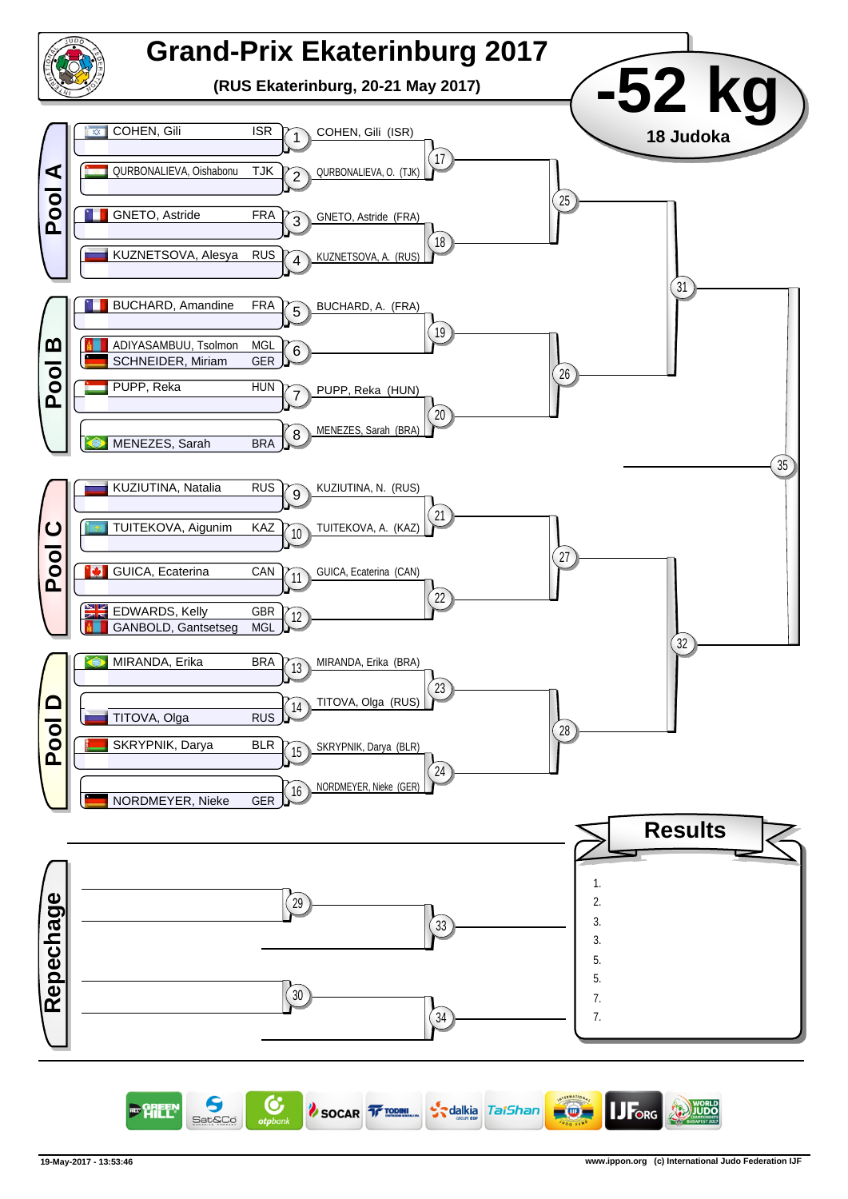# Grand-Prix Ekaterinburg 2017

**(RUS Ekaterinburg, 20-21 May 2017)**

## -52 kg

**18 Judoka**

### Pool A

| Athlete | Country | Match | Advances |
|---|---|---|---|
| COHEN, Gili | ISR | 1 | COHEN, Gili (ISR) |
| QURBONALIEVA, Oishabonu | TJK | 2 | QURBONALIEVA, O. (TJK) |
| GNETO, Astride | FRA | 3 | GNETO, Astride (FRA) |
| KUZNETSOVA, Alesya | RUS | 4 | KUZNETSOVA, A. (RUS) |

Match 17: winner of 1 vs winner of 2
Match 18: winner of 3 vs winner of 4
Match 25: winner of 17 vs winner of 18

### Pool B

| Athlete | Country | Match | Advances |
|---|---|---|---|
| BUCHARD, Amandine | FRA | 5 | BUCHARD, A. (FRA) |
| ADIYASAMBUU, Tsolmon | MGL | 6 | |
| SCHNEIDER, Miriam | GER | 6 | |
| PUPP, Reka | HUN | 7 | PUPP, Reka (HUN) |
| MENEZES, Sarah | BRA | 8 | MENEZES, Sarah (BRA) |

Match 19: winner of 5 vs winner of 6
Match 20: winner of 7 vs winner of 8
Match 26: winner of 19 vs winner of 20

Match 31: winner of 25 vs winner of 26

### Pool C

| Athlete | Country | Match | Advances |
|---|---|---|---|
| KUZIUTINA, Natalia | RUS | 9 | KUZIUTINA, N. (RUS) |
| TUITEKOVA, Aigunim | KAZ | 10 | TUITEKOVA, A. (KAZ) |
| GUICA, Ecaterina | CAN | 11 | GUICA, Ecaterina (CAN) |
| EDWARDS, Kelly | GBR | 12 | |
| GANBOLD, Gantsetseg | MGL | 12 | |

Match 21: winner of 9 vs winner of 10
Match 22: winner of 11 vs winner of 12
Match 27: winner of 21 vs winner of 22

### Pool D

| Athlete | Country | Match | Advances |
|---|---|---|---|
| MIRANDA, Erika | BRA | 13 | MIRANDA, Erika (BRA) |
| TITOVA, Olga | RUS | 14 | TITOVA, Olga (RUS) |
| SKRYPNIK, Darya | BLR | 15 | SKRYPNIK, Darya (BLR) |
| NORDMEYER, Nieke | GER | 16 | NORDMEYER, Nieke (GER) |

Match 23: winner of 13 vs winner of 14
Match 24: winner of 15 vs winner of 16
Match 28: winner of 23 vs winner of 24

Match 32: winner of 27 vs winner of 28

Match 35 (Final): winner of 31 vs winner of 32

### Repechage

Match 29, Match 30, Match 33, Match 34

### Results

1.
2.
3.
3.
5.
5.
7.
7.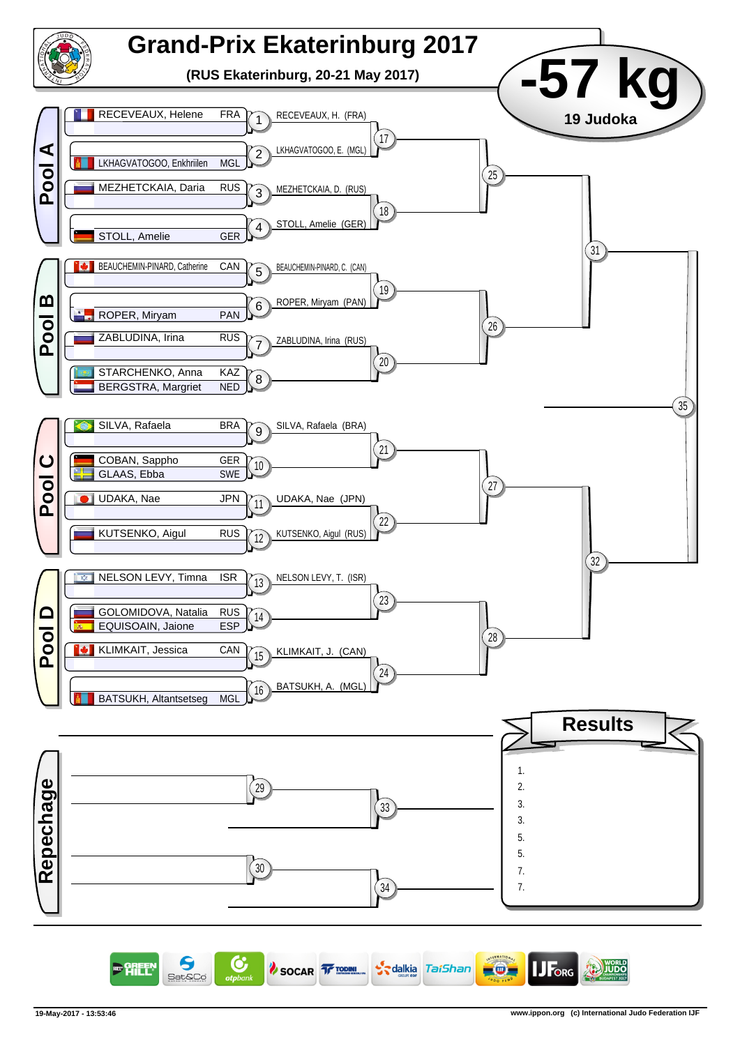# Grand-Prix Ekaterinburg 2017

**(RUS Ekaterinburg, 20-21 May 2017)**

## -57 kg

**19 Judoka**

## Pool A

| Athlete | Nation | Match | Winner |
|---|---|---|---|
| RECEVEAUX, Helene | FRA | 1 | RECEVEAUX, H. (FRA) |
| LKHAGVATOGOO, Enkhriilen | MGL | 2 | LKHAGVATOGOO, E. (MGL) |
| MEZHETCKAIA, Daria | RUS | 3 | MEZHETCKAIA, D. (RUS) |
| STOLL, Amelie | GER | 4 | STOLL, Amelie (GER) |

Matches: 17, 18, 25, 31

## Pool B

| Athlete | Nation | Match | Winner |
|---|---|---|---|
| BEAUCHEMIN-PINARD, Catherine | CAN | 5 | BEAUCHEMIN-PINARD, C. (CAN) |
| ROPER, Miryam | PAN | 6 | ROPER, Miryam (PAN) |
| ZABLUDINA, Irina | RUS | 7 | ZABLUDINA, Irina (RUS) |
| STARCHENKO, Anna | KAZ | 8 | |
| BERGSTRA, Margriet | NED | 8 | |

Matches: 19, 20, 26, 35

## Pool C

| Athlete | Nation | Match | Winner |
|---|---|---|---|
| SILVA, Rafaela | BRA | 9 | SILVA, Rafaela (BRA) |
| COBAN, Sappho | GER | 10 | |
| GLAAS, Ebba | SWE | 10 | |
| UDAKA, Nae | JPN | 11 | UDAKA, Nae (JPN) |
| KUTSENKO, Aigul | RUS | 12 | KUTSENKO, Aigul (RUS) |

Matches: 21, 22, 27, 32

## Pool D

| Athlete | Nation | Match | Winner |
|---|---|---|---|
| NELSON LEVY, Timna | ISR | 13 | NELSON LEVY, T. (ISR) |
| GOLOMIDOVA, Natalia | RUS | 14 | |
| EQUISOAIN, Jaione | ESP | 14 | |
| KLIMKAIT, Jessica | CAN | 15 | KLIMKAIT, J. (CAN) |
| BATSUKH, Altantsetseg | MGL | 16 | BATSUKH, A. (MGL) |

Matches: 23, 24, 28

## Repechage

Matches: 29, 30, 33, 34

## Results

1.
2.
3.
3.
5.
5.
7.
7.

19-May-2017 - 13:53:46

www.ippon.org (c) International Judo Federation IJF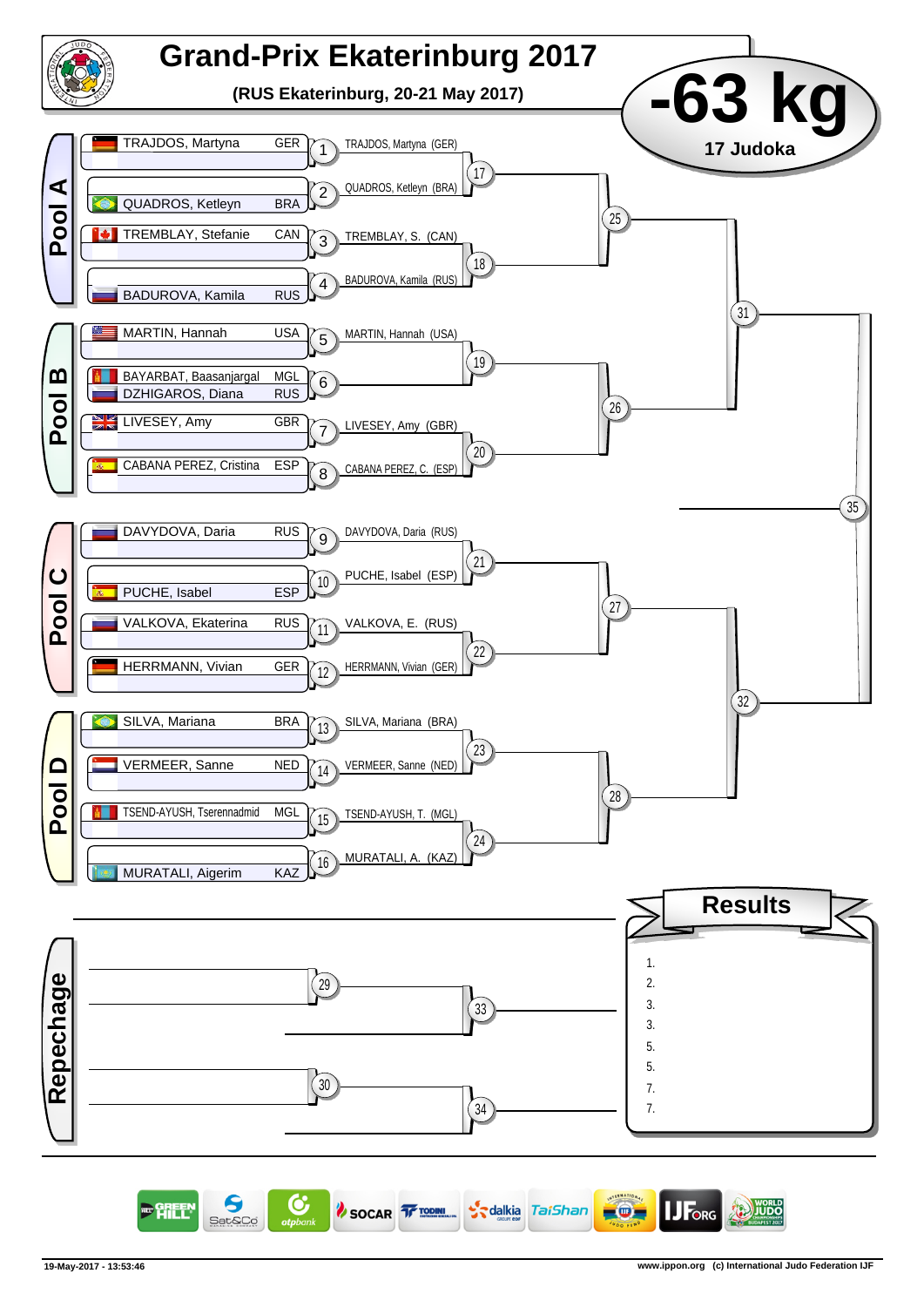# Grand-Prix Ekaterinburg 2017

**(RUS Ekaterinburg, 20-21 May 2017)**

# -63 kg

**17 Judoka**

## Pool A

| Judoka | Country | Match | First round |
|---|---|---|---|
| TRAJDOS, Martyna | GER | 1 | TRAJDOS, Martyna (GER) |
| QUADROS, Ketleyn | BRA | 2 | QUADROS, Ketleyn (BRA) |
| TREMBLAY, Stefanie | CAN | 3 | TREMBLAY, S. (CAN) |
| BADUROVA, Kamila | RUS | 4 | BADUROVA, Kamila (RUS) |

Matches: 17, 18, 25, 31

## Pool B

| Judoka | Country | Match | First round |
|---|---|---|---|
| MARTIN, Hannah | USA | 5 | MARTIN, Hannah (USA) |
| BAYARBAT, Baasanjargal | MGL | 6 | |
| DZHIGAROS, Diana | RUS | 6 | |
| LIVESEY, Amy | GBR | 7 | LIVESEY, Amy (GBR) |
| CABANA PEREZ, Cristina | ESP | 8 | CABANA PEREZ, C. (ESP) |

Matches: 19, 20, 26

## Pool C

| Judoka | Country | Match | First round |
|---|---|---|---|
| DAVYDOVA, Daria | RUS | 9 | DAVYDOVA, Daria (RUS) |
| PUCHE, Isabel | ESP | 10 | PUCHE, Isabel (ESP) |
| VALKOVA, Ekaterina | RUS | 11 | VALKOVA, E. (RUS) |
| HERRMANN, Vivian | GER | 12 | HERRMANN, Vivian (GER) |

Matches: 21, 22, 27, 32

## Pool D

| Judoka | Country | Match | First round |
|---|---|---|---|
| SILVA, Mariana | BRA | 13 | SILVA, Mariana (BRA) |
| VERMEER, Sanne | NED | 14 | VERMEER, Sanne (NED) |
| TSEND-AYUSH, Tserennadmid | MGL | 15 | TSEND-AYUSH, T. (MGL) |
| MURATALI, Aigerim | KAZ | 16 | MURATALI, A. (KAZ) |

Matches: 23, 24, 28

Final: 35

## Repechage

Matches: 29, 30, 33, 34

## Results

1.
2.
3.
3.
5.
5.
7.
7.

19-May-2017 - 13:53:46

www.ippon.org (c) International Judo Federation IJF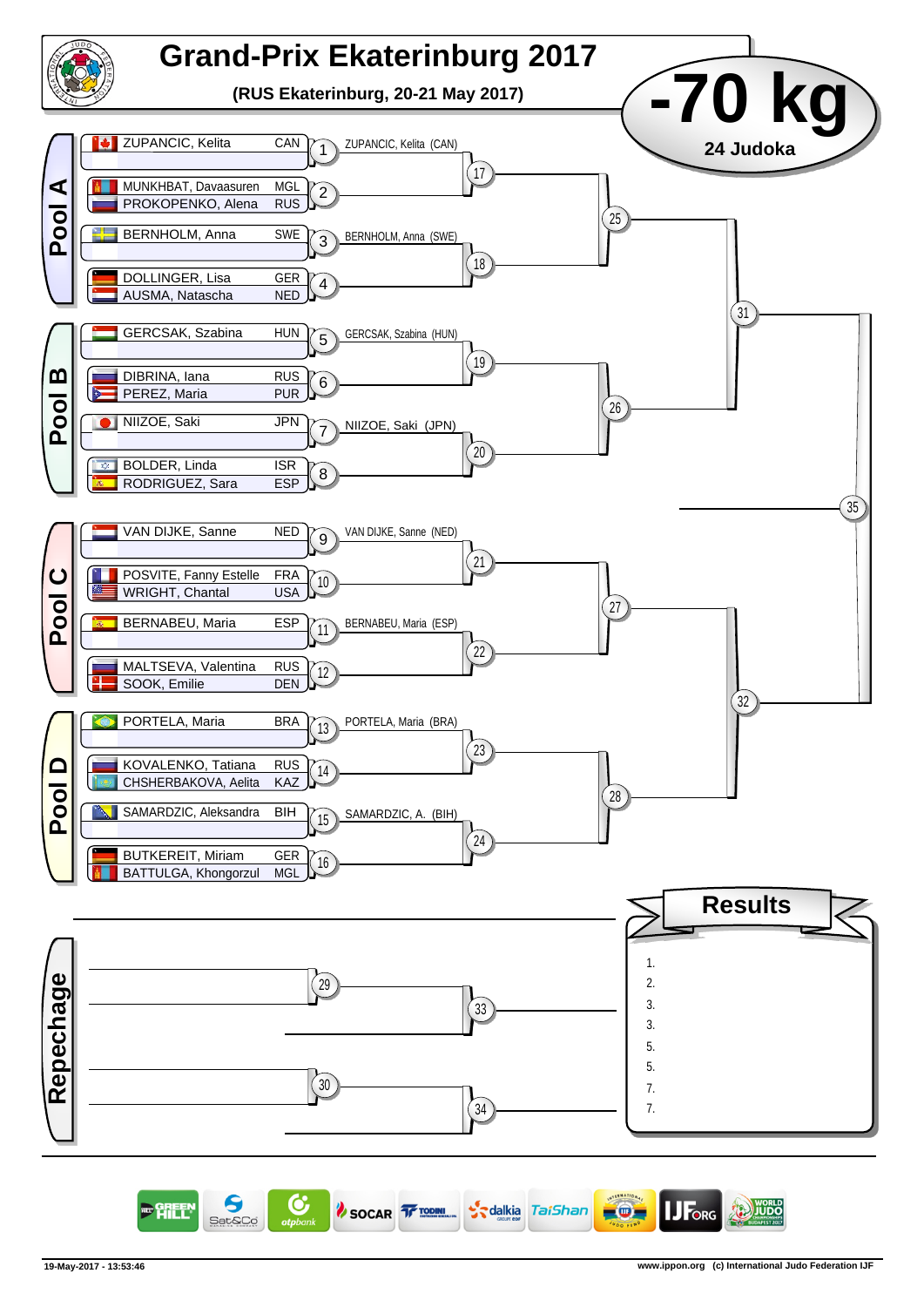# Grand-Prix Ekaterinburg 2017

**(RUS Ekaterinburg, 20-21 May 2017)**

# -70 kg

**24 Judoka**

## Pool A

| Athlete | Country | Match | Winner |
|---|---|---|---|
| ZUPANCIC, Kelita | CAN | 1 | ZUPANCIC, Kelita (CAN) |
| MUNKHBAT, Davaasuren | MGL | 2 | |
| PROKOPENKO, Alena | RUS | 2 | |
| BERNHOLM, Anna | SWE | 3 | BERNHOLM, Anna (SWE) |
| DOLLINGER, Lisa | GER | 4 | |
| AUSMA, Natascha | NED | 4 | |

## Pool B

| Athlete | Country | Match | Winner |
|---|---|---|---|
| GERCSAK, Szabina | HUN | 5 | GERCSAK, Szabina (HUN) |
| DIBRINA, Iana | RUS | 6 | |
| PEREZ, Maria | PUR | 6 | |
| NIIZOE, Saki | JPN | 7 | NIIZOE, Saki (JPN) |
| BOLDER, Linda | ISR | 8 | |
| RODRIGUEZ, Sara | ESP | 8 | |

## Pool C

| Athlete | Country | Match | Winner |
|---|---|---|---|
| VAN DIJKE, Sanne | NED | 9 | VAN DIJKE, Sanne (NED) |
| POSVITE, Fanny Estelle | FRA | 10 | |
| WRIGHT, Chantal | USA | 10 | |
| BERNABEU, Maria | ESP | 11 | BERNABEU, Maria (ESP) |
| MALTSEVA, Valentina | RUS | 12 | |
| SOOK, Emilie | DEN | 12 | |

## Pool D

| Athlete | Country | Match | Winner |
|---|---|---|---|
| PORTELA, Maria | BRA | 13 | PORTELA, Maria (BRA) |
| KOVALENKO, Tatiana | RUS | 14 | |
| CHSHERBAKOVA, Aelita | KAZ | 14 | |
| SAMARDZIC, Aleksandra | BIH | 15 | SAMARDZIC, A. (BIH) |
| BUTKEREIT, Miriam | GER | 16 | |
| BATTULGA, Khongorzul | MGL | 16 | |

Matches: 17, 18, 19, 20, 21, 22, 23, 24, 25, 26, 27, 28, 31, 32, 35

## Repechage

Matches: 29, 30, 33, 34

## Results

1.
2.
3.
3.
5.
5.
7.
7.

19-May-2017 - 13:53:46

www.ippon.org (c) International Judo Federation IJF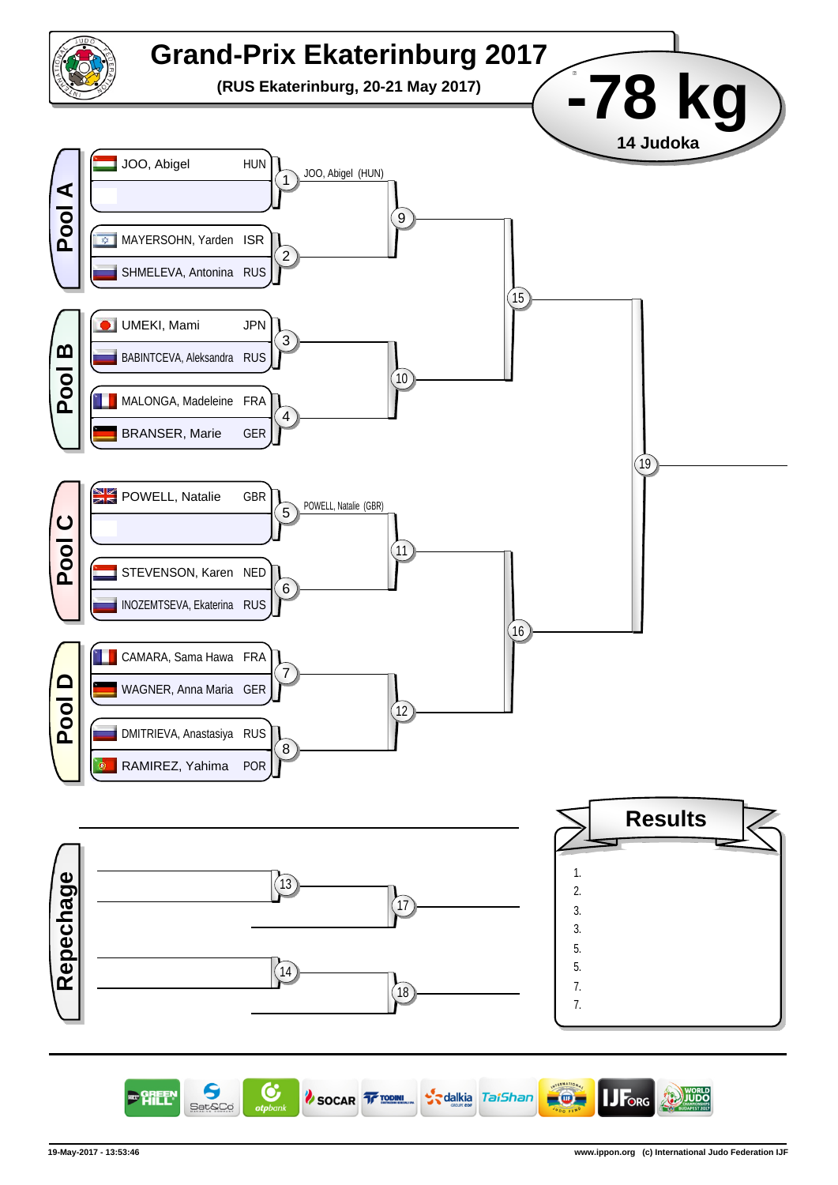# Grand-Prix Ekaterinburg 2017

**(RUS Ekaterinburg, 20-21 May 2017)**

## -78 kg

**14 Judoka**

### Pool A

| Contest | Judoka | Country |
|---|---|---|
| 1 | JOO, Abigel | HUN |
| 1 | | |
| 2 | MAYERSOHN, Yarden | ISR |
| 2 | SHMELEVA, Antonina | RUS |

Winner contest 1: JOO, Abigel (HUN)

### Pool B

| Contest | Judoka | Country |
|---|---|---|
| 3 | UMEKI, Mami | JPN |
| 3 | BABINTCEVA, Aleksandra | RUS |
| 4 | MALONGA, Madeleine | FRA |
| 4 | BRANSER, Marie | GER |

### Pool C

| Contest | Judoka | Country |
|---|---|---|
| 5 | POWELL, Natalie | GBR |
| 5 | | |
| 6 | STEVENSON, Karen | NED |
| 6 | INOZEMTSEVA, Ekaterina | RUS |

Winner contest 5: POWELL, Natalie (GBR)

### Pool D

| Contest | Judoka | Country |
|---|---|---|
| 7 | CAMARA, Sama Hawa | FRA |
| 7 | WAGNER, Anna Maria | GER |
| 8 | DMITRIEVA, Anastasiya | RUS |
| 8 | RAMIREZ, Yahima | POR |

Contests: 9, 10, 11, 12, 15, 16, 19

### Repechage

Contests: 13, 14, 17, 18

### Results

1.
2.
3.
3.
5.
5.
7.
7.

19-May-2017 - 13:53:46

www.ippon.org (c) International Judo Federation IJF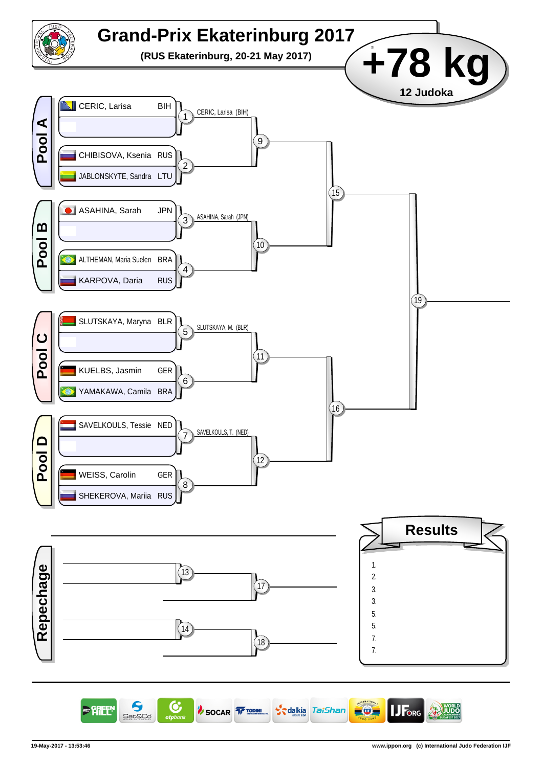# Grand-Prix Ekaterinburg 2017

**(RUS Ekaterinburg, 20-21 May 2017)**

# +78 kg

**12 Judoka**

## Pool A

- CERIC, Larisa BIH
- CHIBISOVA, Ksenia RUS
- JABLONSKYTE, Sandra LTU

1 — CERIC, Larisa (BIH)
2
9
15

## Pool B

- ASAHINA, Sarah JPN
- ALTHEMAN, Maria Suelen BRA
- KARPOVA, Daria RUS

3 — ASAHINA, Sarah (JPN)
4
10

19

## Pool C

- SLUTSKAYA, Maryna BLR
- KUELBS, Jasmin GER
- YAMAKAWA, Camila BRA

5 — SLUTSKAYA, M. (BLR)
6
11
16

## Pool D

- SAVELKOULS, Tessie NED
- WEISS, Carolin GER
- SHEKEROVA, Mariia RUS

7 — SAVELKOULS, T. (NED)
8
12

## Repechage

13
14
17
18

## Results

1.
2.
3.
3.
5.
5.
7.
7.